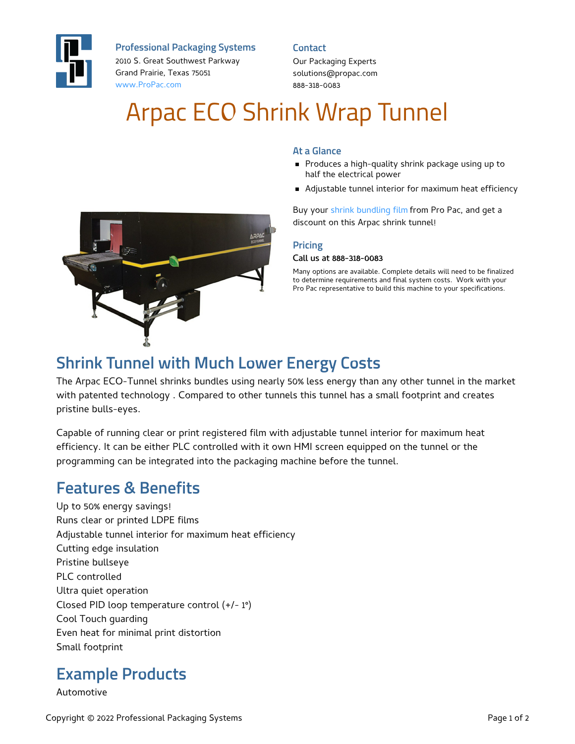**Professional Packaging Systems**
2010 S. Great Southwest Parkway
Grand Prairie, Texas 75051
www.ProPac.com

**Contact**
Our Packaging Experts
solutions@propac.com
888-318-0083

# Arpac ECO Shrink Wrap Tunnel

### At a Glance

- Produces a high-quality shrink package using up to half the electrical power
- Adjustable tunnel interior for maximum heat efficiency

Buy your shrink bundling film from Pro Pac, and get a discount on this Arpac shrink tunnel!

### Pricing

Call us at 888-318-0083

Many options are available. Complete details will need to be finalized to determine requirements and final system costs. Work with your Pro Pac representative to build this machine to your specifications.

## Shrink Tunnel with Much Lower Energy Costs

The Arpac ECO-Tunnel shrinks bundles using nearly 50% less energy than any other tunnel in the market with patented technology . Compared to other tunnels this tunnel has a small footprint and creates pristine bulls-eyes.

Capable of running clear or print registered film with adjustable tunnel interior for maximum heat efficiency. It can be either PLC controlled with it own HMI screen equipped on the tunnel or the programming can be integrated into the packaging machine before the tunnel.

## Features & Benefits

Up to 50% energy savings!
Runs clear or printed LDPE films
Adjustable tunnel interior for maximum heat efficiency
Cutting edge insulation
Pristine bullseye
PLC controlled
Ultra quiet operation
Closed PID loop temperature control (+/- 1°)
Cool Touch guarding
Even heat for minimal print distortion
Small footprint

## Example Products

Automotive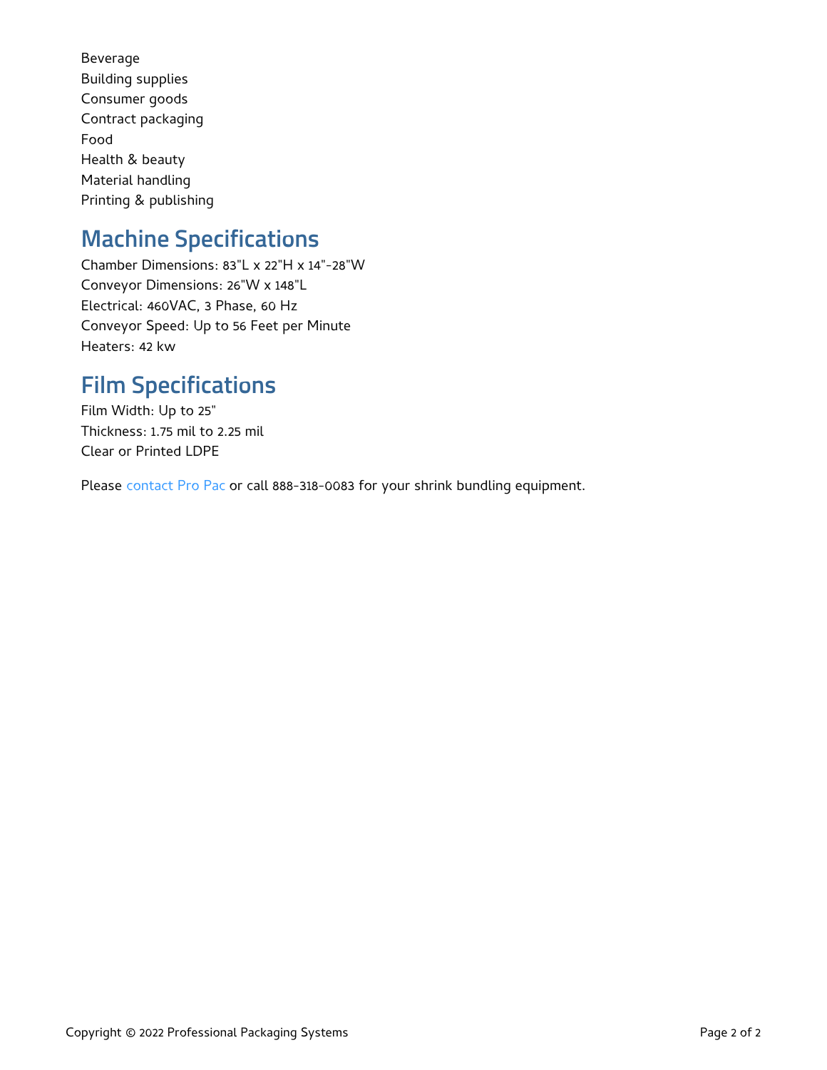Beverage
Building supplies
Consumer goods
Contract packaging
Food
Health & beauty
Material handling
Printing & publishing

## Machine Specifications

Chamber Dimensions: 83"L x 22"H x 14"-28"W
Conveyor Dimensions: 26"W x 148"L
Electrical: 460VAC, 3 Phase, 60 Hz
Conveyor Speed: Up to 56 Feet per Minute
Heaters: 42 kw

## Film Specifications

Film Width: Up to 25"
Thickness: 1.75 mil to 2.25 mil
Clear or Printed LDPE

Please contact Pro Pac or call 888-318-0083 for your shrink bundling equipment.

Copyright © 2022 Professional Packaging Systems